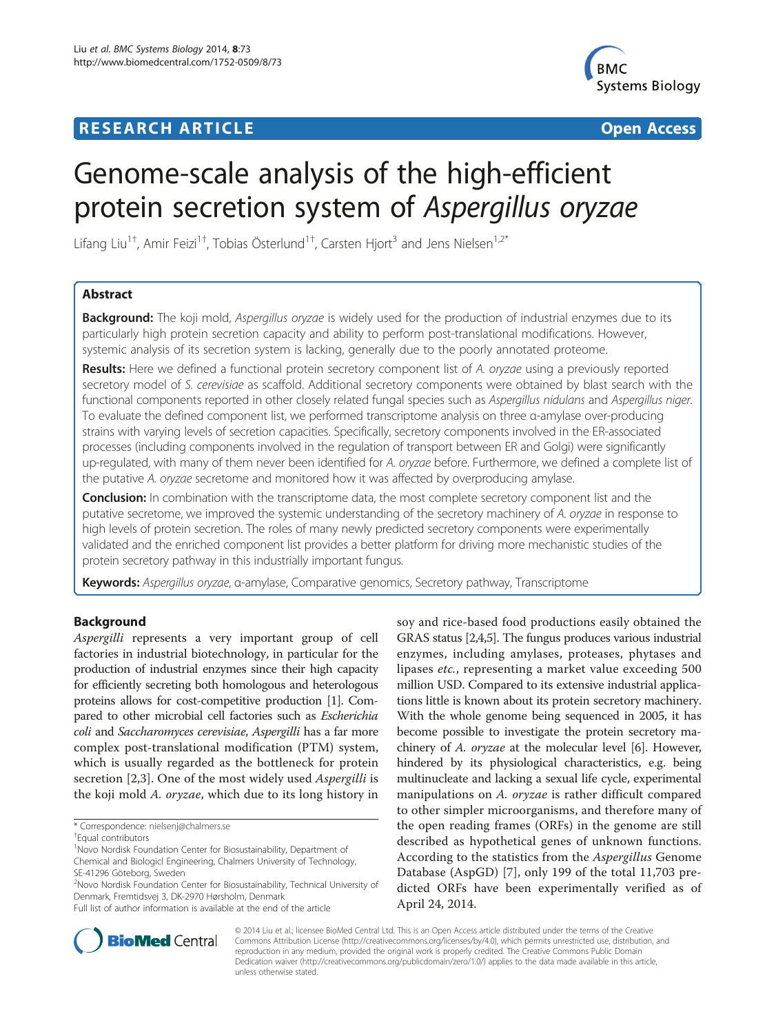**RESEARCH ARTICLE** **Open Access**

# Genome-scale analysis of the high-efficient protein secretion system of *Aspergillus oryzae*

Lifang Liu[1†], Amir Feizi[1†], Tobias Österlund[1†], Carsten Hjort[3] and Jens Nielsen[1,2*]

## Abstract

**Background:** The koji mold, *Aspergillus oryzae* is widely used for the production of industrial enzymes due to its particularly high protein secretion capacity and ability to perform post-translational modifications. However, systemic analysis of its secretion system is lacking, generally due to the poorly annotated proteome.

**Results:** Here we defined a functional protein secretory component list of *A. oryzae* using a previously reported secretory model of *S. cerevisiae* as scaffold. Additional secretory components were obtained by blast search with the functional components reported in other closely related fungal species such as *Aspergillus nidulans* and *Aspergillus niger*. To evaluate the defined component list, we performed transcriptome analysis on three α-amylase over-producing strains with varying levels of secretion capacities. Specifically, secretory components involved in the ER-associated processes (including components involved in the regulation of transport between ER and Golgi) were significantly up-regulated, with many of them never been identified for *A. oryzae* before. Furthermore, we defined a complete list of the putative *A. oryzae* secretome and monitored how it was affected by overproducing amylase.

**Conclusion:** In combination with the transcriptome data, the most complete secretory component list and the putative secretome, we improved the systemic understanding of the secretory machinery of *A. oryzae* in response to high levels of protein secretion. The roles of many newly predicted secretory components were experimentally validated and the enriched component list provides a better platform for driving more mechanistic studies of the protein secretory pathway in this industrially important fungus.

**Keywords:** *Aspergillus oryzae*, α-amylase, Comparative genomics, Secretory pathway, Transcriptome

## Background

*Aspergilli* represents a very important group of cell factories in industrial biotechnology, in particular for the production of industrial enzymes since their high capacity for efficiently secreting both homologous and heterologous proteins allows for cost-competitive production [1]. Compared to other microbial cell factories such as *Escherichia coli* and *Saccharomyces cerevisiae*, *Aspergilli* has a far more complex post-translational modification (PTM) system, which is usually regarded as the bottleneck for protein secretion [2,3]. One of the most widely used *Aspergilli* is the koji mold *A. oryzae*, which due to its long history in soy and rice-based food productions easily obtained the GRAS status [2,4,5]. The fungus produces various industrial enzymes, including amylases, proteases, phytases and lipases *etc.*, representing a market value exceeding 500 million USD. Compared to its extensive industrial applications little is known about its protein secretory machinery. With the whole genome being sequenced in 2005, it has become possible to investigate the protein secretory machinery of *A. oryzae* at the molecular level [6]. However, hindered by its physiological characteristics, e.g. being multinucleate and lacking a sexual life cycle, experimental manipulations on *A. oryzae* is rather difficult compared to other simpler microorganisms, and therefore many of the open reading frames (ORFs) in the genome are still described as hypothetical genes of unknown functions. According to the statistics from the *Aspergillus* Genome Database (AspGD) [7], only 199 of the total 11,703 predicted ORFs have been experimentally verified as of April 24, 2014.

\* Correspondence: nielsenj@chalmers.se
†Equal contributors
[1]Novo Nordisk Foundation Center for Biosustainability, Department of Chemical and Biologicl Engineering, Chalmers University of Technology, SE-41296 Göteborg, Sweden
[2]Novo Nordisk Foundation Center for Biosustainability, Technical University of Denmark, Fremtidsvej 3, DK-2970 Hørsholm, Denmark
Full list of author information is available at the end of the article

© 2014 Liu et al.; licensee BioMed Central Ltd. This is an Open Access article distributed under the terms of the Creative Commons Attribution License (http://creativecommons.org/licenses/by/4.0), which permits unrestricted use, distribution, and reproduction in any medium, provided the original work is properly credited. The Creative Commons Public Domain Dedication waiver (http://creativecommons.org/publicdomain/zero/1.0/) applies to the data made available in this article, unless otherwise stated.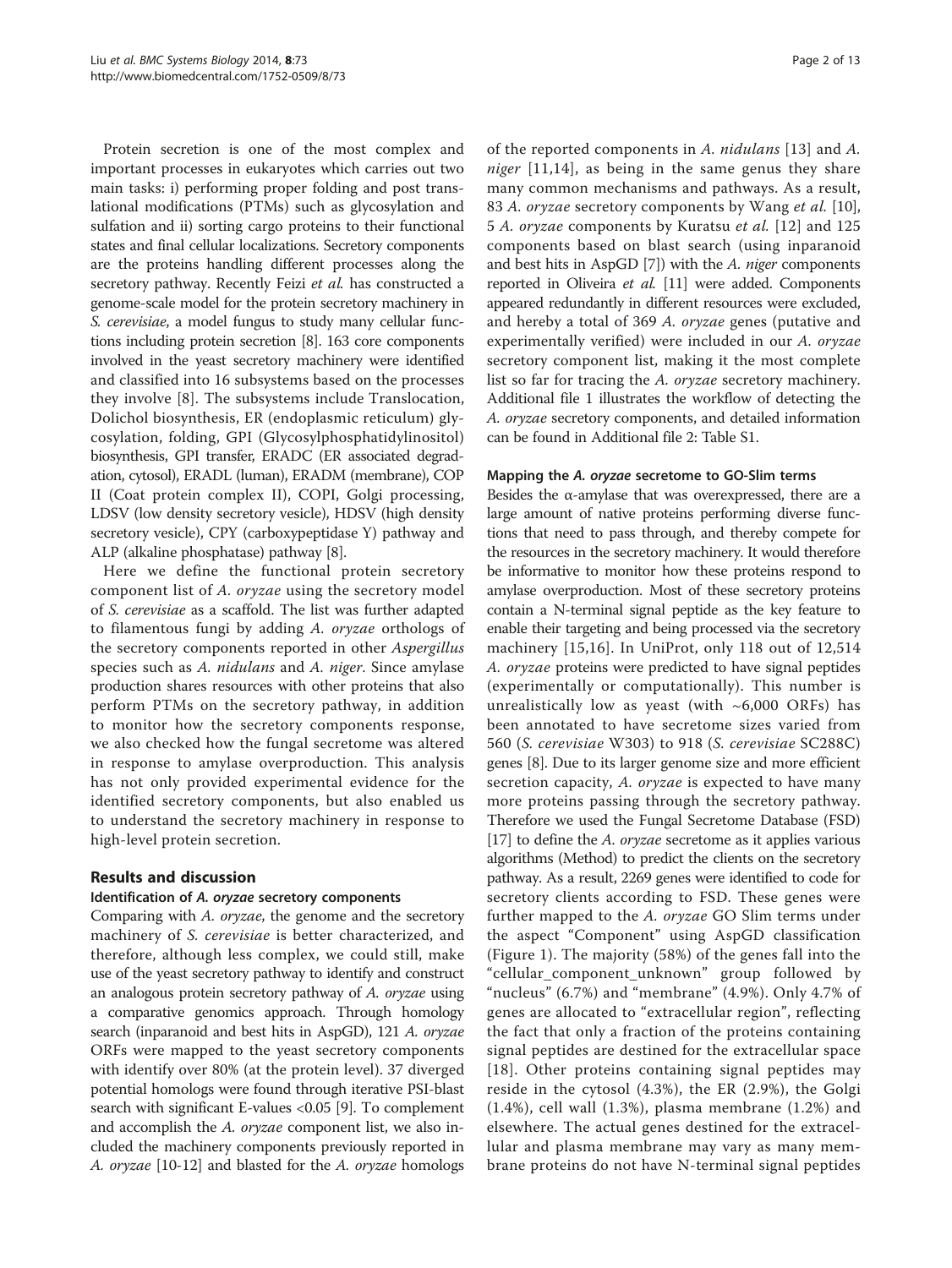Protein secretion is one of the most complex and important processes in eukaryotes which carries out two main tasks: i) performing proper folding and post translational modifications (PTMs) such as glycosylation and sulfation and ii) sorting cargo proteins to their functional states and final cellular localizations. Secretory components are the proteins handling different processes along the secretory pathway. Recently Feizi *et al.* has constructed a genome-scale model for the protein secretory machinery in *S. cerevisiae*, a model fungus to study many cellular functions including protein secretion [8]. 163 core components involved in the yeast secretory machinery were identified and classified into 16 subsystems based on the processes they involve [8]. The subsystems include Translocation, Dolichol biosynthesis, ER (endoplasmic reticulum) glycosylation, folding, GPI (Glycosylphosphatidylinositol) biosynthesis, GPI transfer, ERADC (ER associated degradation, cytosol), ERADL (luman), ERADM (membrane), COP II (Coat protein complex II), COPI, Golgi processing, LDSV (low density secretory vesicle), HDSV (high density secretory vesicle), CPY (carboxypeptidase Y) pathway and ALP (alkaline phosphatase) pathway [8].

Here we define the functional protein secretory component list of *A. oryzae* using the secretory model of *S. cerevisiae* as a scaffold. The list was further adapted to filamentous fungi by adding *A. oryzae* orthologs of the secretory components reported in other *Aspergillus* species such as *A. nidulans* and *A. niger*. Since amylase production shares resources with other proteins that also perform PTMs on the secretory pathway, in addition to monitor how the secretory components response, we also checked how the fungal secretome was altered in response to amylase overproduction. This analysis has not only provided experimental evidence for the identified secretory components, but also enabled us to understand the secretory machinery in response to high-level protein secretion.

## Results and discussion

### Identification of *A. oryzae* secretory components

Comparing with *A. oryzae*, the genome and the secretory machinery of *S. cerevisiae* is better characterized, and therefore, although less complex, we could still, make use of the yeast secretory pathway to identify and construct an analogous protein secretory pathway of *A. oryzae* using a comparative genomics approach. Through homology search (inparanoid and best hits in AspGD), 121 *A. oryzae* ORFs were mapped to the yeast secretory components with identify over 80% (at the protein level). 37 diverged potential homologs were found through iterative PSI-blast search with significant E-values <0.05 [9]. To complement and accomplish the *A. oryzae* component list, we also included the machinery components previously reported in *A. oryzae* [10-12] and blasted for the *A. oryzae* homologs of the reported components in *A. nidulans* [13] and *A. niger* [11,14], as being in the same genus they share many common mechanisms and pathways. As a result, 83 *A. oryzae* secretory components by Wang *et al.* [10], 5 *A. oryzae* components by Kuratsu *et al.* [12] and 125 components based on blast search (using inparanoid and best hits in AspGD [7]) with the *A. niger* components reported in Oliveira *et al.* [11] were added. Components appeared redundantly in different resources were excluded, and hereby a total of 369 *A. oryzae* genes (putative and experimentally verified) were included in our *A. oryzae* secretory component list, making it the most complete list so far for tracing the *A. oryzae* secretory machinery. Additional file 1 illustrates the workflow of detecting the *A. oryzae* secretory components, and detailed information can be found in Additional file 2: Table S1.

### Mapping the *A. oryzae* secretome to GO-Slim terms

Besides the α-amylase that was overexpressed, there are a large amount of native proteins performing diverse functions that need to pass through, and thereby compete for the resources in the secretory machinery. It would therefore be informative to monitor how these proteins respond to amylase overproduction. Most of these secretory proteins contain a N-terminal signal peptide as the key feature to enable their targeting and being processed via the secretory machinery [15,16]. In UniProt, only 118 out of 12,514 *A. oryzae* proteins were predicted to have signal peptides (experimentally or computationally). This number is unrealistically low as yeast (with ~6,000 ORFs) has been annotated to have secretome sizes varied from 560 (*S. cerevisiae* W303) to 918 (*S. cerevisiae* SC288C) genes [8]. Due to its larger genome size and more efficient secretion capacity, *A. oryzae* is expected to have many more proteins passing through the secretory pathway. Therefore we used the Fungal Secretome Database (FSD) [17] to define the *A. oryzae* secretome as it applies various algorithms (Method) to predict the clients on the secretory pathway. As a result, 2269 genes were identified to code for secretory clients according to FSD. These genes were further mapped to the *A. oryzae* GO Slim terms under the aspect "Component" using AspGD classification (Figure 1). The majority (58%) of the genes fall into the "cellular_component_unknown" group followed by "nucleus" (6.7%) and "membrane" (4.9%). Only 4.7% of genes are allocated to "extracellular region", reflecting the fact that only a fraction of the proteins containing signal peptides are destined for the extracellular space [18]. Other proteins containing signal peptides may reside in the cytosol (4.3%), the ER (2.9%), the Golgi (1.4%), cell wall (1.3%), plasma membrane (1.2%) and elsewhere. The actual genes destined for the extracellular and plasma membrane may vary as many membrane proteins do not have N-terminal signal peptides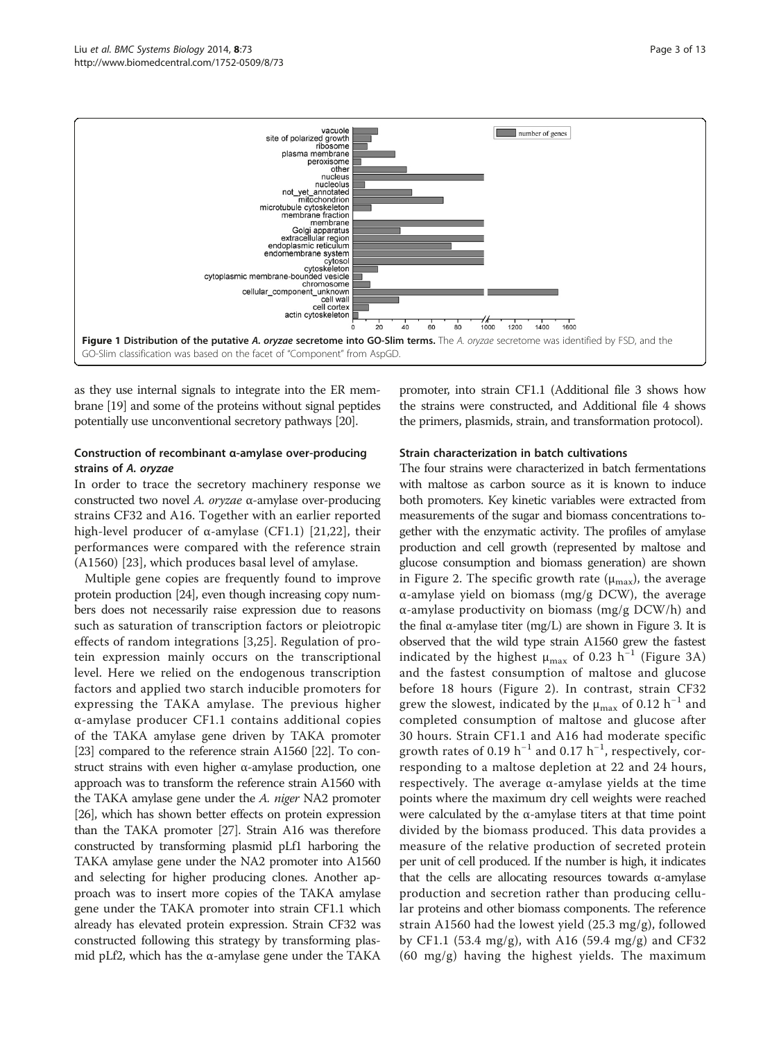vacuole
site of polarized growth
ribosome
plasma membrane
peroxisome
other
nucleus
nucleolus
not_yet_annotated
mitochondrion
microtubule cytoskeleton
membrane fraction
membrane
Golgi apparatus
extracellular region
endoplasmic reticulum
endomembrane system
cytosol
cytoskeleton
cytoplasmic membrane-bounded vesicle
chromosome
cellular_component_unknown
cell wall
cell cortex
actin cytoskeleton

number of genes

0 20 40 60 80 1000 1200 1400 1600

**Figure 1 Distribution of the putative *A. oryzae* secretome into GO-Slim terms.** The *A. oryzae* secretome was identified by FSD, and the GO-Slim classification was based on the facet of "Component" from AspGD.

as they use internal signals to integrate into the ER membrane [19] and some of the proteins without signal peptides potentially use unconventional secretory pathways [20].

### Construction of recombinant α-amylase over-producing strains of *A. oryzae*

In order to trace the secretory machinery response we constructed two novel *A. oryzae* α-amylase over-producing strains CF32 and A16. Together with an earlier reported high-level producer of α-amylase (CF1.1) [21,22], their performances were compared with the reference strain (A1560) [23], which produces basal level of amylase.

Multiple gene copies are frequently found to improve protein production [24], even though increasing copy numbers does not necessarily raise expression due to reasons such as saturation of transcription factors or pleiotropic effects of random integrations [3,25]. Regulation of protein expression mainly occurs on the transcriptional level. Here we relied on the endogenous transcription factors and applied two starch inducible promoters for expressing the TAKA amylase. The previous higher α-amylase producer CF1.1 contains additional copies of the TAKA amylase gene driven by TAKA promoter [23] compared to the reference strain A1560 [22]. To construct strains with even higher α-amylase production, one approach was to transform the reference strain A1560 with the TAKA amylase gene under the *A. niger* NA2 promoter [26], which has shown better effects on protein expression than the TAKA promoter [27]. Strain A16 was therefore constructed by transforming plasmid pLf1 harboring the TAKA amylase gene under the NA2 promoter into A1560 and selecting for higher producing clones. Another approach was to insert more copies of the TAKA amylase gene under the TAKA promoter into strain CF1.1 which already has elevated protein expression. Strain CF32 was constructed following this strategy by transforming plasmid pLf2, which has the α-amylase gene under the TAKA promoter, into strain CF1.1 (Additional file 3 shows how the strains were constructed, and Additional file 4 shows the primers, plasmids, strain, and transformation protocol).

### Strain characterization in batch cultivations

The four strains were characterized in batch fermentations with maltose as carbon source as it is known to induce both promoters. Key kinetic variables were extracted from measurements of the sugar and biomass concentrations together with the enzymatic activity. The profiles of amylase production and cell growth (represented by maltose and glucose consumption and biomass generation) are shown in Figure 2. The specific growth rate ($\mu_{max}$), the average α-amylase yield on biomass (mg/g DCW), the average α-amylase productivity on biomass (mg/g DCW/h) and the final α-amylase titer (mg/L) are shown in Figure 3. It is observed that the wild type strain A1560 grew the fastest indicated by the highest $\mu_{max}$ of 0.23 $h^{-1}$ (Figure 3A) and the fastest consumption of maltose and glucose before 18 hours (Figure 2). In contrast, strain CF32 grew the slowest, indicated by the $\mu_{max}$ of 0.12 $h^{-1}$ and completed consumption of maltose and glucose after 30 hours. Strain CF1.1 and A16 had moderate specific growth rates of 0.19 $h^{-1}$ and 0.17 $h^{-1}$, respectively, corresponding to a maltose depletion at 22 and 24 hours, respectively. The average α-amylase yields at the time points where the maximum dry cell weights were reached were calculated by the α-amylase titers at that time point divided by the biomass produced. This data provides a measure of the relative production of secreted protein per unit of cell produced. If the number is high, it indicates that the cells are allocating resources towards α-amylase production and secretion rather than producing cellular proteins and other biomass components. The reference strain A1560 had the lowest yield (25.3 mg/g), followed by CF1.1 (53.4 mg/g), with A16 (59.4 mg/g) and CF32 (60 mg/g) having the highest yields. The maximum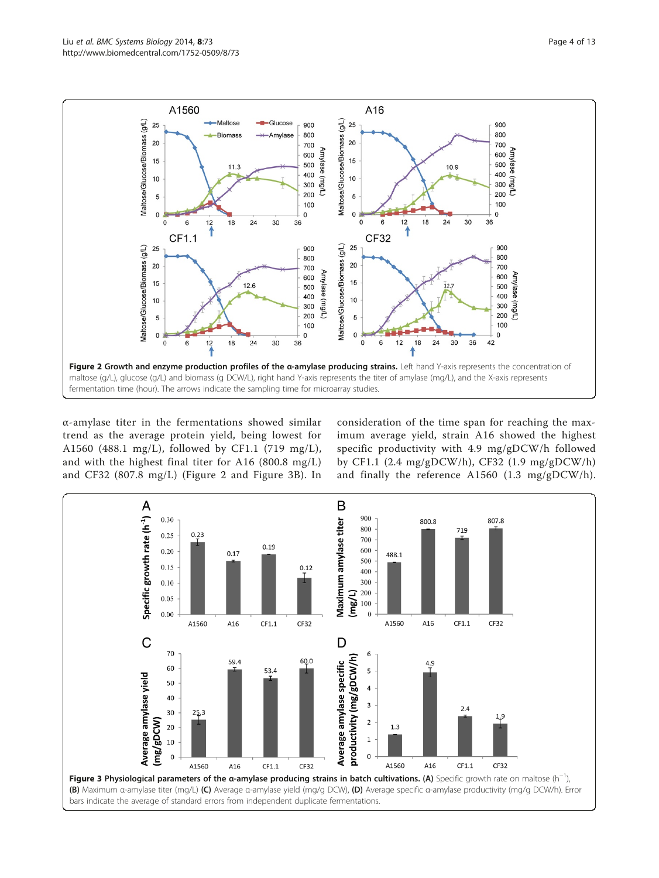A1560

Maltose
Glucose
Biomass
Amylase

Maltose/Glucose/Biomass (g/L)
Amylase (mg/L)

11.3

A16

10.9

CF1.1

12.6

CF32

12.7

**Figure 2 Growth and enzyme production profiles of the α-amylase producing strains.** Left hand Y-axis represents the concentration of maltose (g/L), glucose (g/L) and biomass (g DCW/L), right hand Y-axis represents the titer of amylase (mg/L), and the X-axis represents fermentation time (hour). The arrows indicate the sampling time for microarray studies.

α-amylase titer in the fermentations showed similar trend as the average protein yield, being lowest for A1560 (488.1 mg/L), followed by CF1.1 (719 mg/L), and with the highest final titer for A16 (800.8 mg/L) and CF32 (807.8 mg/L) (Figure 2 and Figure 3B). In consideration of the time span for reaching the maximum average yield, strain A16 showed the highest specific productivity with 4.9 mg/gDCW/h followed by CF1.1 (2.4 mg/gDCW/h), CF32 (1.9 mg/gDCW/h) and finally the reference A1560 (1.3 mg/gDCW/h).

A

Specific growth rate ($h^{-1}$)

0.23
0.17
0.19
0.12

A1560
A16
CF1.1
CF32

B

Maximum amylase titer (mg/L)

488.1
800.8
719
807.8

A1560
A16
CF1.1
CF32

C

Average amylase yield (mg/gDCW)

25.3
59.4
53.4
60.0

A1560
A16
CF1.1
CF32

D

Average amylase specific productivity (mg/gDCW/h)

1.3
4.9
2.4
1.9

A1560
A16
CF1.1
CF32

**Figure 3 Physiological parameters of the α-amylase producing strains in batch cultivations. (A)** Specific growth rate on maltose ($h^{-1}$), **(B)** Maximum α-amylase titer (mg/L) **(C)** Average α-amylase yield (mg/g DCW), **(D)** Average specific α-amylase productivity (mg/g DCW/h). Error bars indicate the average of standard errors from independent duplicate fermentations.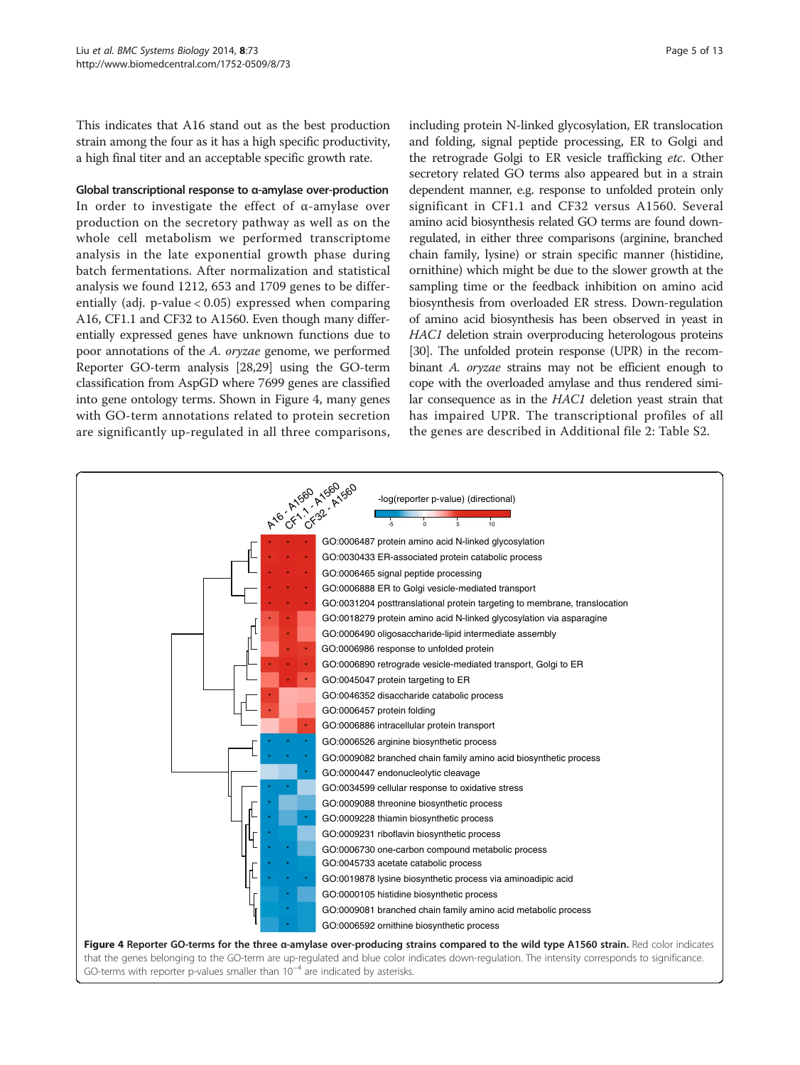This indicates that A16 stand out as the best production strain among the four as it has a high specific productivity, a high final titer and an acceptable specific growth rate.

### Global transcriptional response to α-amylase over-production

In order to investigate the effect of α-amylase over production on the secretory pathway as well as on the whole cell metabolism we performed transcriptome analysis in the late exponential growth phase during batch fermentations. After normalization and statistical analysis we found 1212, 653 and 1709 genes to be differentially (adj. p-value < 0.05) expressed when comparing A16, CF1.1 and CF32 to A1560. Even though many differentially expressed genes have unknown functions due to poor annotations of the *A. oryzae* genome, we performed Reporter GO-term analysis [28,29] using the GO-term classification from AspGD where 7699 genes are classified into gene ontology terms. Shown in Figure 4, many genes with GO-term annotations related to protein secretion are significantly up-regulated in all three comparisons, including protein N-linked glycosylation, ER translocation and folding, signal peptide processing, ER to Golgi and the retrograde Golgi to ER vesicle trafficking *etc*. Other secretory related GO terms also appeared but in a strain dependent manner, e.g. response to unfolded protein only significant in CF1.1 and CF32 versus A1560. Several amino acid biosynthesis related GO terms are found down-regulated, in either three comparisons (arginine, branched chain family, lysine) or strain specific manner (histidine, ornithine) which might be due to the slower growth at the sampling time or the feedback inhibition on amino acid biosynthesis from overloaded ER stress. Down-regulation of amino acid biosynthesis has been observed in yeast in *HAC1* deletion strain overproducing heterologous proteins [30]. The unfolded protein response (UPR) in the recombinant *A. oryzae* strains may not be efficient enough to cope with the overloaded amylase and thus rendered similar consequence as in the *HAC1* deletion yeast strain that has impaired UPR. The transcriptional profiles of all the genes are described in Additional file 2: Table S2.

A16 - A1560
CF1.1 - A1560
CF32 - A1560

-log(reporter p-value) (directional)

-5
0
5
10

GO:0006487 protein amino acid N-linked glycosylation
GO:0030433 ER-associated protein catabolic process
GO:0006465 signal peptide processing
GO:0006888 ER to Golgi vesicle-mediated transport
GO:0031204 posttranslational protein targeting to membrane, translocation
GO:0018279 protein amino acid N-linked glycosylation via asparagine
GO:0006490 oligosaccharide-lipid intermediate assembly
GO:0006986 response to unfolded protein
GO:0006890 retrograde vesicle-mediated transport, Golgi to ER
GO:0045047 protein targeting to ER
GO:0046352 disaccharide catabolic process
GO:0006457 protein folding
GO:0006886 intracellular protein transport
GO:0006526 arginine biosynthetic process
GO:0009082 branched chain family amino acid biosynthetic process
GO:0000447 endonucleolytic cleavage
GO:0034599 cellular response to oxidative stress
GO:0009088 threonine biosynthetic process
GO:0009228 thiamin biosynthetic process
GO:0009231 riboflavin biosynthetic process
GO:0006730 one-carbon compound metabolic process
GO:0045733 acetate catabolic process
GO:0019878 lysine biosynthetic process via aminoadipic acid
GO:0000105 histidine biosynthetic process
GO:0009081 branched chain family amino acid metabolic process
GO:0006592 ornithine biosynthetic process

**Figure 4 Reporter GO-terms for the three α-amylase over-producing strains compared to the wild type A1560 strain.** Red color indicates that the genes belonging to the GO-term are up-regulated and blue color indicates down-regulation. The intensity corresponds to significance. GO-terms with reporter p-values smaller than $10^{-4}$ are indicated by asterisks.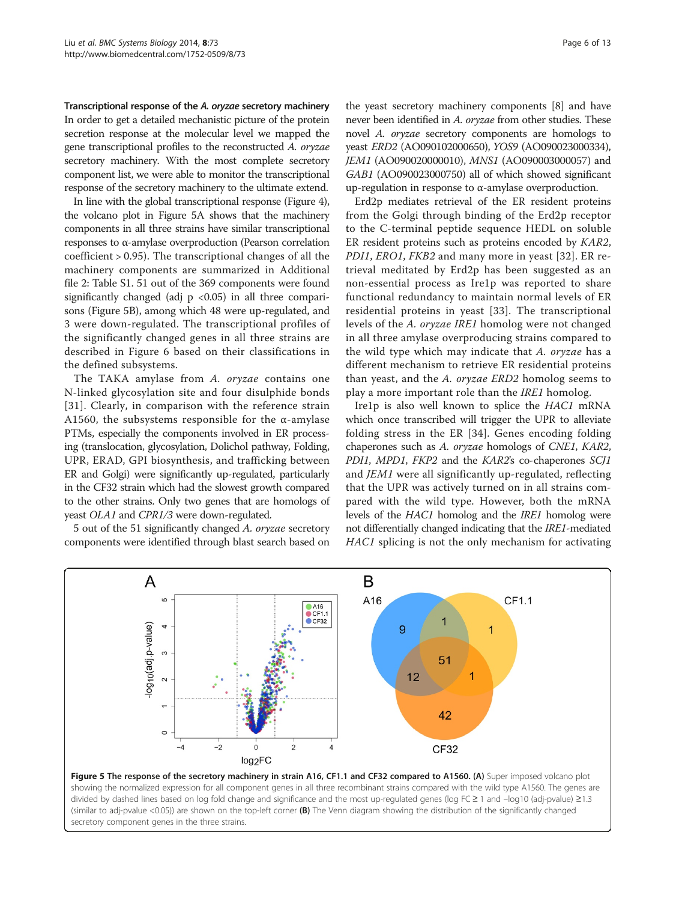### Transcriptional response of the *A. oryzae* secretory machinery

In order to get a detailed mechanistic picture of the protein secretion response at the molecular level we mapped the gene transcriptional profiles to the reconstructed *A. oryzae* secretory machinery. With the most complete secretory component list, we were able to monitor the transcriptional response of the secretory machinery to the ultimate extend.

In line with the global transcriptional response (Figure 4), the volcano plot in Figure 5A shows that the machinery components in all three strains have similar transcriptional responses to α-amylase overproduction (Pearson correlation coefficient > 0.95). The transcriptional changes of all the machinery components are summarized in Additional file 2: Table S1. 51 out of the 369 components were found significantly changed (adj p <0.05) in all three comparisons (Figure 5B), among which 48 were up-regulated, and 3 were down-regulated. The transcriptional profiles of the significantly changed genes in all three strains are described in Figure 6 based on their classifications in the defined subsystems.

The TAKA amylase from *A. oryzae* contains one N-linked glycosylation site and four disulphide bonds [31]. Clearly, in comparison with the reference strain A1560, the subsystems responsible for the α-amylase PTMs, especially the components involved in ER processing (translocation, glycosylation, Dolichol pathway, Folding, UPR, ERAD, GPI biosynthesis, and trafficking between ER and Golgi) were significantly up-regulated, particularly in the CF32 strain which had the slowest growth compared to the other strains. Only two genes that are homologs of yeast *OLA1* and *CPR1/3* were down-regulated.

5 out of the 51 significantly changed *A. oryzae* secretory components were identified through blast search based on the yeast secretory machinery components [8] and have never been identified in *A. oryzae* from other studies. These novel *A. oryzae* secretory components are homologs to yeast *ERD2* (AO090102000650), *YOS9* (AO090023000334), *JEM1* (AO090020000010), *MNS1* (AO090003000057) and *GAB1* (AO090023000750) all of which showed significant up-regulation in response to α-amylase overproduction.

Erd2p mediates retrieval of the ER resident proteins from the Golgi through binding of the Erd2p receptor to the C-terminal peptide sequence HEDL on soluble ER resident proteins such as proteins encoded by *KAR2*, *PDI1*, *ERO1*, *FKB2* and many more in yeast [32]. ER retrieval meditated by Erd2p has been suggested as an non-essential process as Ire1p was reported to share functional redundancy to maintain normal levels of ER residential proteins in yeast [33]. The transcriptional levels of the *A. oryzae IRE1* homolog were not changed in all three amylase overproducing strains compared to the wild type which may indicate that *A. oryzae* has a different mechanism to retrieve ER residential proteins than yeast, and the *A. oryzae ERD2* homolog seems to play a more important role than the *IRE1* homolog.

Ire1p is also well known to splice the *HAC1* mRNA which once transcribed will trigger the UPR to alleviate folding stress in the ER [34]. Genes encoding folding chaperones such as *A. oryzae* homologs of *CNE1*, *KAR2*, *PDI1*, *MPD1*, *FKP2* and the *KAR2*'s co-chaperones *SCJ1* and *JEM1* were all significantly up-regulated, reflecting that the UPR was actively turned on in all strains compared with the wild type. However, both the mRNA levels of the *HAC1* homolog and the *IRE1* homolog were not differentially changed indicating that the *IRE1*-mediated *HAC1* splicing is not the only mechanism for activating

A
A16
CF1.1
CF32
-log10(adj.p-value)
log2FC
0 1 2 3 4 5
−4 −2 0 2 4

B
A16
CF1.1
CF32
9
1
1
51
12
1
42

**Figure 5 The response of the secretory machinery in strain A16, CF1.1 and CF32 compared to A1560. (A)** Super imposed volcano plot showing the normalized expression for all component genes in all three recombinant strains compared with the wild type A1560. The genes are divided by dashed lines based on log fold change and significance and the most up-regulated genes (log FC ≥ 1 and –log10 (adj-pvalue) ≥1.3 (similar to adj-pvalue <0.05)) are shown on the top-left corner **(B)** The Venn diagram showing the distribution of the significantly changed secretory component genes in the three strains.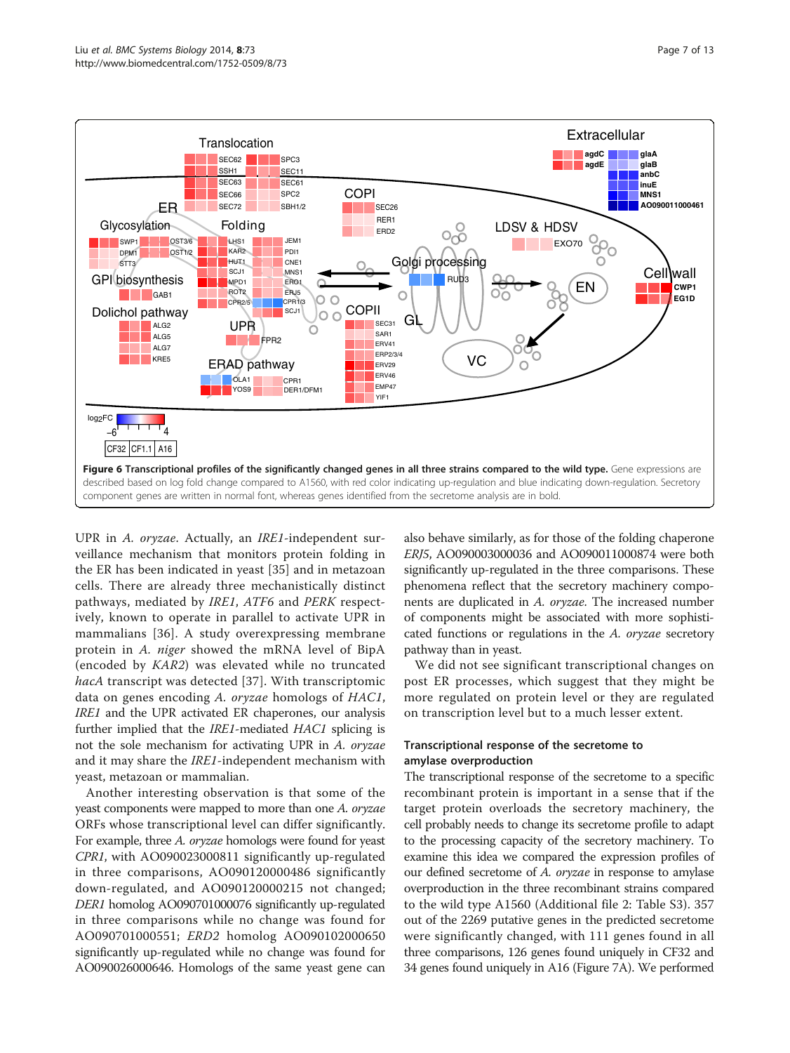Translocation

SEC62
SSH1
SEC63
SEC66
SEC72
SPC3
SEC11
SEC61
SPC2
SBH1/2

ER

Glycosylation

SWP1
DPM1
STT3
OST3/6
OST1/2

GPI biosynthesis

GAB1

Dolichol pathway

ALG2
ALG5
ALG7
KRE5

Folding

LHS1
KAR2
HUT1
SCJ1
MPD1
ROT2
CPR2/5
JEM1
PDI1
CNE1
MNS1
ERO1
ERJ5
CPR1/3
SCJ1

UPR

FPR2

ERAD pathway

OLA1
YOS9
CPR1
DER1/DFM1

COPI

SEC26
RER1
ERD2

COPII

SEC31
SAR1
ERV41
ERP2/3/4
ERV29
ERV46
EMP47
YIF1

Golgi processing

RUD3

GL

VC

LDSV & HDSV

EXO70

EN

Extracellular

agdC
agdE
glaA
glaB
anbC
inuE
MNS1
AO090011000461

Cell wall

CWP1
EG1D

$log_2FC$

−6 4

CF32 CF1.1 A16

**Figure 6 Transcriptional profiles of the significantly changed genes in all three strains compared to the wild type.** Gene expressions are described based on log fold change compared to A1560, with red color indicating up-regulation and blue indicating down-regulation. Secretory component genes are written in normal font, whereas genes identified from the secretome analysis are in bold.

UPR in *A. oryzae*. Actually, an *IRE1*-independent surveillance mechanism that monitors protein folding in the ER has been indicated in yeast [35] and in metazoan cells. There are already three mechanistically distinct pathways, mediated by *IRE1*, *ATF6* and *PERK* respectively, known to operate in parallel to activate UPR in mammalians [36]. A study overexpressing membrane protein in *A. niger* showed the mRNA level of BipA (encoded by *KAR2*) was elevated while no truncated *hacA* transcript was detected [37]. With transcriptomic data on genes encoding *A. oryzae* homologs of *HAC1*, *IRE1* and the UPR activated ER chaperones, our analysis further implied that the *IRE1*-mediated *HAC1* splicing is not the sole mechanism for activating UPR in *A. oryzae* and it may share the *IRE1*-independent mechanism with yeast, metazoan or mammalian.

Another interesting observation is that some of the yeast components were mapped to more than one *A. oryzae* ORFs whose transcriptional level can differ significantly. For example, three *A. oryzae* homologs were found for yeast *CPR1*, with AO090023000811 significantly up-regulated in three comparisons, AO090120000486 significantly down-regulated, and AO090120000215 not changed; *DER1* homolog AO090701000076 significantly up-regulated in three comparisons while no change was found for AO090701000551; *ERD2* homolog AO090102000650 significantly up-regulated while no change was found for AO090026000646. Homologs of the same yeast gene can also behave similarly, as for those of the folding chaperone *ERJ5*, AO090003000036 and AO090011000874 were both significantly up-regulated in the three comparisons. These phenomena reflect that the secretory machinery components are duplicated in *A. oryzae*. The increased number of components might be associated with more sophisticated functions or regulations in the *A. oryzae* secretory pathway than in yeast.

We did not see significant transcriptional changes on post ER processes, which suggest that they might be more regulated on protein level or they are regulated on transcription level but to a much lesser extent.

### Transcriptional response of the secretome to amylase overproduction

The transcriptional response of the secretome to a specific recombinant protein is important in a sense that if the target protein overloads the secretory machinery, the cell probably needs to change its secretome profile to adapt to the processing capacity of the secretory machinery. To examine this idea we compared the expression profiles of our defined secretome of *A. oryzae* in response to amylase overproduction in the three recombinant strains compared to the wild type A1560 (Additional file 2: Table S3). 357 out of the 2269 putative genes in the predicted secretome were significantly changed, with 111 genes found in all three comparisons, 126 genes found uniquely in CF32 and 34 genes found uniquely in A16 (Figure 7A). We performed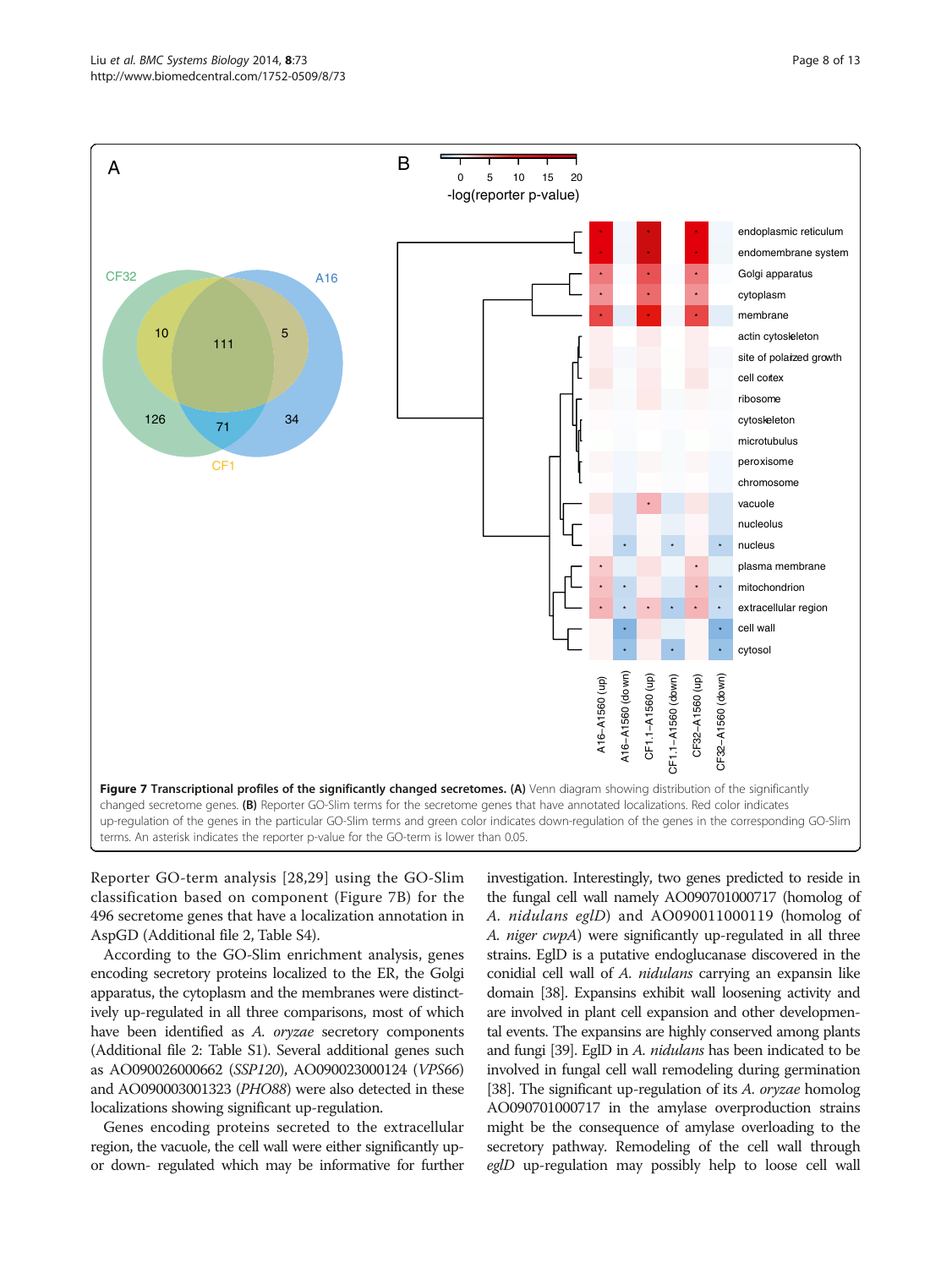A

CF32

A16

CF1

10

111

5

126

71

34

B

0 5 10 15 20

-log(reporter p-value)

endoplasmic reticulum
endomembrane system
Golgi apparatus
cytoplasm
membrane
actin cytoskeleton
site of polarized growth
cell cortex
ribosome
cytoskeleton
microtubulus
peroxisome
chromosome
vacuole
nucleolus
nucleus
plasma membrane
mitochondrion
extracellular region
cell wall
cytosol

A16–A1560 (up)
A16–A1560 (down)
CF1.1–A1560 (up)
CF1.1–A1560 (down)
CF32–A1560 (up)
CF32–A1560 (down)

**Figure 7 Transcriptional profiles of the significantly changed secretomes. (A)** Venn diagram showing distribution of the significantly changed secretome genes. **(B)** Reporter GO-Slim terms for the secretome genes that have annotated localizations. Red color indicates up-regulation of the genes in the particular GO-Slim terms and green color indicates down-regulation of the genes in the corresponding GO-Slim terms. An asterisk indicates the reporter p-value for the GO-term is lower than 0.05.

Reporter GO-term analysis [28,29] using the GO-Slim classification based on component (Figure 7B) for the 496 secretome genes that have a localization annotation in AspGD (Additional file 2, Table S4).

According to the GO-Slim enrichment analysis, genes encoding secretory proteins localized to the ER, the Golgi apparatus, the cytoplasm and the membranes were distinctively up-regulated in all three comparisons, most of which have been identified as *A. oryzae* secretory components (Additional file 2: Table S1). Several additional genes such as AO090026000662 (*SSP120*), AO090023000124 (*VPS66*) and AO090003001323 (*PHO88*) were also detected in these localizations showing significant up-regulation.

Genes encoding proteins secreted to the extracellular region, the vacuole, the cell wall were either significantly up- or down- regulated which may be informative for further investigation. Interestingly, two genes predicted to reside in the fungal cell wall namely AO090701000717 (homolog of *A. nidulans eglD*) and AO090011000119 (homolog of *A. niger cwpA*) were significantly up-regulated in all three strains. EglD is a putative endoglucanase discovered in the conidial cell wall of *A. nidulans* carrying an expansin like domain [38]. Expansins exhibit wall loosening activity and are involved in plant cell expansion and other developmental events. The expansins are highly conserved among plants and fungi [39]. EglD in *A. nidulans* has been indicated to be involved in fungal cell wall remodeling during germination [38]. The significant up-regulation of its *A. oryzae* homolog AO090701000717 in the amylase overproduction strains might be the consequence of amylase overloading to the secretory pathway. Remodeling of the cell wall through *eglD* up-regulation may possibly help to loose cell wall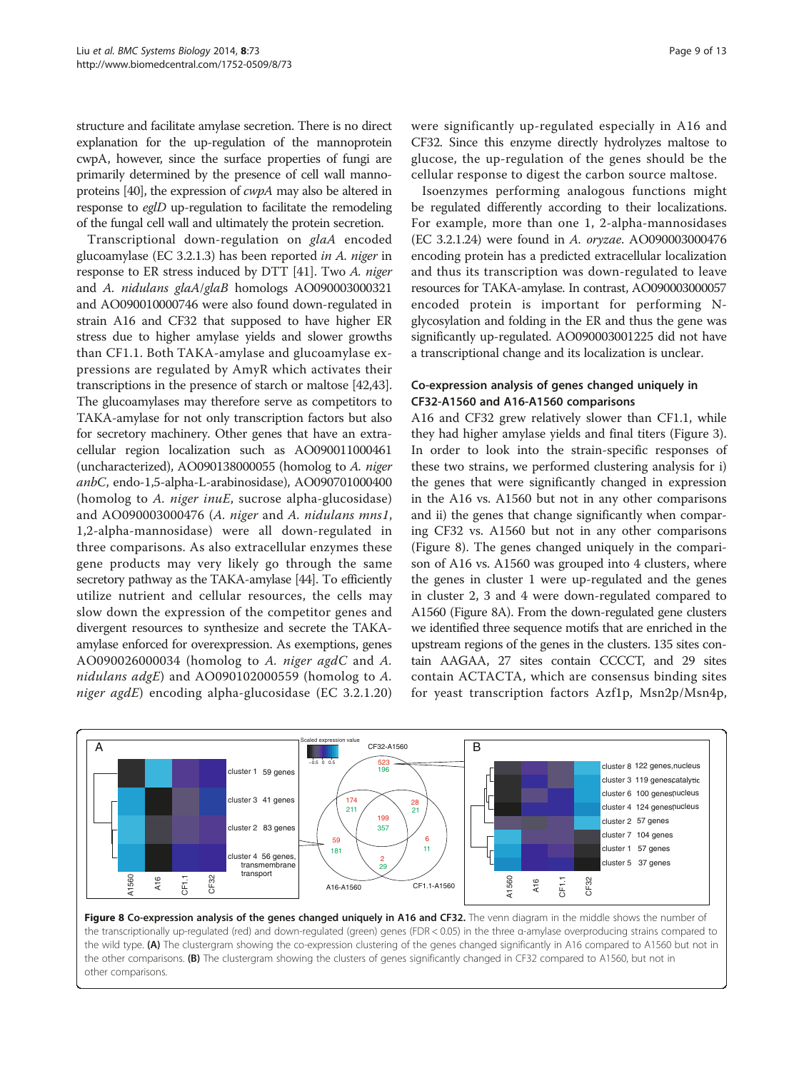structure and facilitate amylase secretion. There is no direct explanation for the up-regulation of the mannoprotein cwpA, however, since the surface properties of fungi are primarily determined by the presence of cell wall mannoproteins [40], the expression of *cwpA* may also be altered in response to *eglD* up-regulation to facilitate the remodeling of the fungal cell wall and ultimately the protein secretion.

Transcriptional down-regulation on *glaA* encoded glucoamylase (EC 3.2.1.3) has been reported *in A. niger* in response to ER stress induced by DTT [41]. Two *A. niger* and *A. nidulans glaA*/*glaB* homologs AO090003000321 and AO090010000746 were also found down-regulated in strain A16 and CF32 that supposed to have higher ER stress due to higher amylase yields and slower growths than CF1.1. Both TAKA-amylase and glucoamylase expressions are regulated by AmyR which activates their transcriptions in the presence of starch or maltose [42,43]. The glucoamylases may therefore serve as competitors to TAKA-amylase for not only transcription factors but also for secretory machinery. Other genes that have an extracellular region localization such as AO090011000461 (uncharacterized), AO090138000055 (homolog to *A. niger anbC*, endo-1,5-alpha-L-arabinosidase), AO090701000400 (homolog to *A. niger inuE*, sucrose alpha-glucosidase) and AO090003000476 (*A. niger* and *A. nidulans mns1*, 1,2-alpha-mannosidase) were all down-regulated in three comparisons. As also extracellular enzymes these gene products may very likely go through the same secretory pathway as the TAKA-amylase [44]. To efficiently utilize nutrient and cellular resources, the cells may slow down the expression of the competitor genes and divergent resources to synthesize and secrete the TAKA-amylase enforced for overexpression. As exemptions, genes AO090026000034 (homolog to *A. niger agdC* and *A. nidulans adgE*) and AO090102000559 (homolog to *A. niger agdE*) encoding alpha-glucosidase (EC 3.2.1.20) were significantly up-regulated especially in A16 and CF32. Since this enzyme directly hydrolyzes maltose to glucose, the up-regulation of the genes should be the cellular response to digest the carbon source maltose.

Isoenzymes performing analogous functions might be regulated differently according to their localizations. For example, more than one 1, 2-alpha-mannosidases (EC 3.2.1.24) were found in *A. oryzae*. AO090003000476 encoding protein has a predicted extracellular localization and thus its transcription was down-regulated to leave resources for TAKA-amylase. In contrast, AO090003000057 encoded protein is important for performing N-glycosylation and folding in the ER and thus the gene was significantly up-regulated. AO090003001225 did not have a transcriptional change and its localization is unclear.

### Co-expression analysis of genes changed uniquely in CF32-A1560 and A16-A1560 comparisons

A16 and CF32 grew relatively slower than CF1.1, while they had higher amylase yields and final titers (Figure 3). In order to look into the strain-specific responses of these two strains, we performed clustering analysis for i) the genes that were significantly changed in expression in the A16 vs. A1560 but not in any other comparisons and ii) the genes that change significantly when comparing CF32 vs. A1560 but not in any other comparisons (Figure 8). The genes changed uniquely in the comparison of A16 vs. A1560 was grouped into 4 clusters, where the genes in cluster 1 were up-regulated and the genes in cluster 2, 3 and 4 were down-regulated compared to A1560 (Figure 8A). From the down-regulated gene clusters we identified three sequence motifs that are enriched in the upstream regions of the genes in the clusters. 135 sites contain AAGAA, 27 sites contain CCCCT, and 29 sites contain ACTACTA, which are consensus binding sites for yeast transcription factors Azf1p, Msn2p/Msn4p,

**Figure 8 Co-expression analysis of the genes changed uniquely in A16 and CF32.** The venn diagram in the middle shows the number of the transcriptionally up-regulated (red) and down-regulated (green) genes (FDR < 0.05) in the three α-amylase overproducing strains compared to the wild type. **(A)** The clustergram showing the co-expression clustering of the genes changed significantly in A16 compared to A1560 but not in the other comparisons. **(B)** The clustergram showing the clusters of genes significantly changed in CF32 compared to A1560, but not in other comparisons.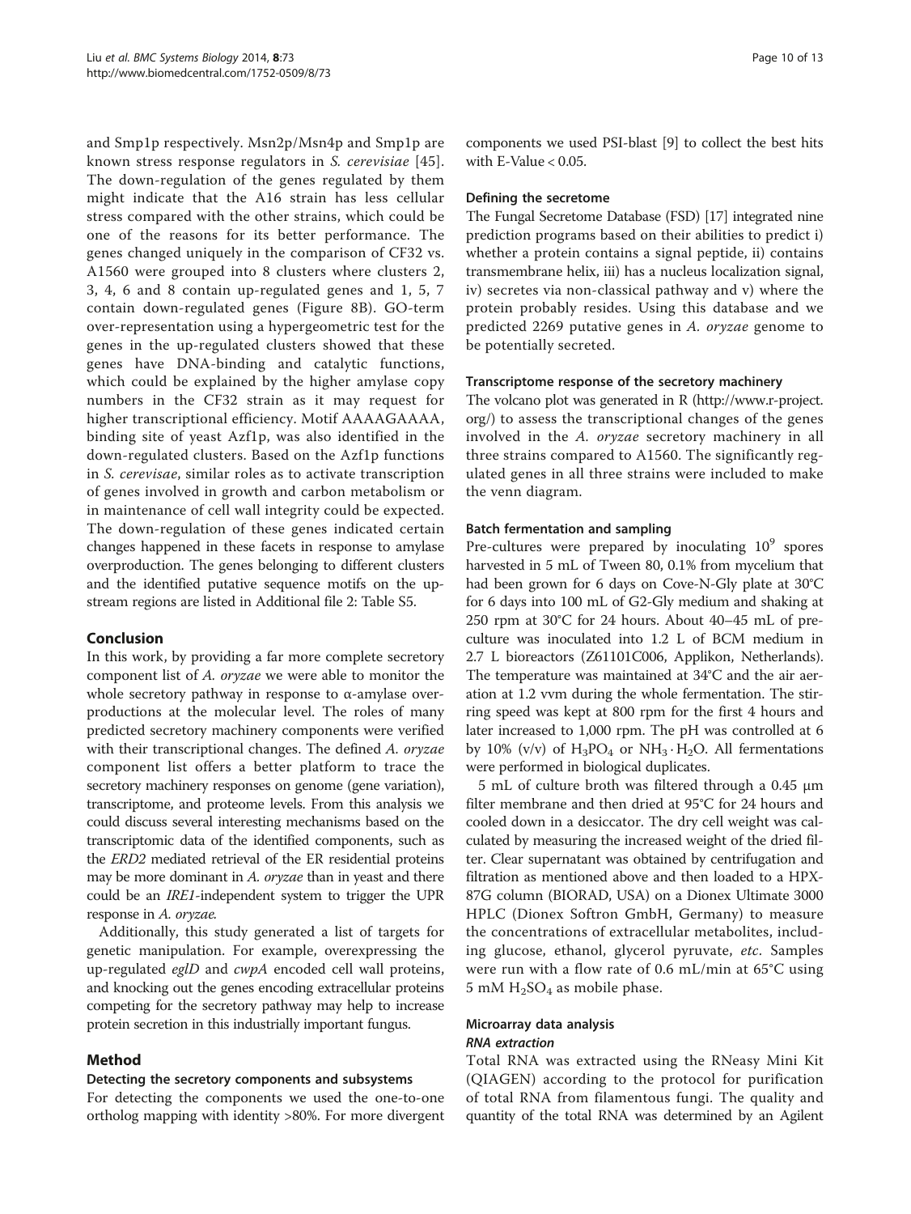and Smp1p respectively. Msn2p/Msn4p and Smp1p are known stress response regulators in *S. cerevisiae* [45]. The down-regulation of the genes regulated by them might indicate that the A16 strain has less cellular stress compared with the other strains, which could be one of the reasons for its better performance. The genes changed uniquely in the comparison of CF32 vs. A1560 were grouped into 8 clusters where clusters 2, 3, 4, 6 and 8 contain up-regulated genes and 1, 5, 7 contain down-regulated genes (Figure 8B). GO-term over-representation using a hypergeometric test for the genes in the up-regulated clusters showed that these genes have DNA-binding and catalytic functions, which could be explained by the higher amylase copy numbers in the CF32 strain as it may request for higher transcriptional efficiency. Motif AAAAGAAAA, binding site of yeast Azf1p, was also identified in the down-regulated clusters. Based on the Azf1p functions in *S. cerevisae*, similar roles as to activate transcription of genes involved in growth and carbon metabolism or in maintenance of cell wall integrity could be expected. The down-regulation of these genes indicated certain changes happened in these facets in response to amylase overproduction. The genes belonging to different clusters and the identified putative sequence motifs on the upstream regions are listed in Additional file 2: Table S5.

## Conclusion

In this work, by providing a far more complete secretory component list of *A. oryzae* we were able to monitor the whole secretory pathway in response to α-amylase overproductions at the molecular level. The roles of many predicted secretory machinery components were verified with their transcriptional changes. The defined *A. oryzae* component list offers a better platform to trace the secretory machinery responses on genome (gene variation), transcriptome, and proteome levels. From this analysis we could discuss several interesting mechanisms based on the transcriptomic data of the identified components, such as the *ERD2* mediated retrieval of the ER residential proteins may be more dominant in *A. oryzae* than in yeast and there could be an *IRE1*-independent system to trigger the UPR response in *A. oryzae.*

Additionally, this study generated a list of targets for genetic manipulation. For example, overexpressing the up-regulated *eglD* and *cwpA* encoded cell wall proteins, and knocking out the genes encoding extracellular proteins competing for the secretory pathway may help to increase protein secretion in this industrially important fungus.

## Method

### Detecting the secretory components and subsystems

For detecting the components we used the one-to-one ortholog mapping with identity >80%. For more divergent components we used PSI-blast [9] to collect the best hits with E-Value < 0.05.

### Defining the secretome

The Fungal Secretome Database (FSD) [17] integrated nine prediction programs based on their abilities to predict i) whether a protein contains a signal peptide, ii) contains transmembrane helix, iii) has a nucleus localization signal, iv) secretes via non-classical pathway and v) where the protein probably resides. Using this database and we predicted 2269 putative genes in *A. oryzae* genome to be potentially secreted.

### Transcriptome response of the secretory machinery

The volcano plot was generated in R (http://www.r-project.org/) to assess the transcriptional changes of the genes involved in the *A. oryzae* secretory machinery in all three strains compared to A1560. The significantly regulated genes in all three strains were included to make the venn diagram.

### Batch fermentation and sampling

Pre-cultures were prepared by inoculating $10^9$ spores harvested in 5 mL of Tween 80, 0.1% from mycelium that had been grown for 6 days on Cove-N-Gly plate at 30°C for 6 days into 100 mL of G2-Gly medium and shaking at 250 rpm at 30°C for 24 hours. About 40–45 mL of pre-culture was inoculated into 1.2 L of BCM medium in 2.7 L bioreactors (Z61101C006, Applikon, Netherlands). The temperature was maintained at 34°C and the air aeration at 1.2 vvm during the whole fermentation. The stirring speed was kept at 800 rpm for the first 4 hours and later increased to 1,000 rpm. The pH was controlled at 6 by 10% (v/v) of $H_3PO_4$ or $NH_3 \cdot H_2O$. All fermentations were performed in biological duplicates.

5 mL of culture broth was filtered through a 0.45 μm filter membrane and then dried at 95°C for 24 hours and cooled down in a desiccator. The dry cell weight was calculated by measuring the increased weight of the dried filter. Clear supernatant was obtained by centrifugation and filtration as mentioned above and then loaded to a HPX-87G column (BIORAD, USA) on a Dionex Ultimate 3000 HPLC (Dionex Softron GmbH, Germany) to measure the concentrations of extracellular metabolites, including glucose, ethanol, glycerol pyruvate, *etc*. Samples were run with a flow rate of 0.6 mL/min at 65°C using 5 mM $H_2SO_4$ as mobile phase.

### Microarray data analysis

#### *RNA extraction*

Total RNA was extracted using the RNeasy Mini Kit (QIAGEN) according to the protocol for purification of total RNA from filamentous fungi. The quality and quantity of the total RNA was determined by an Agilent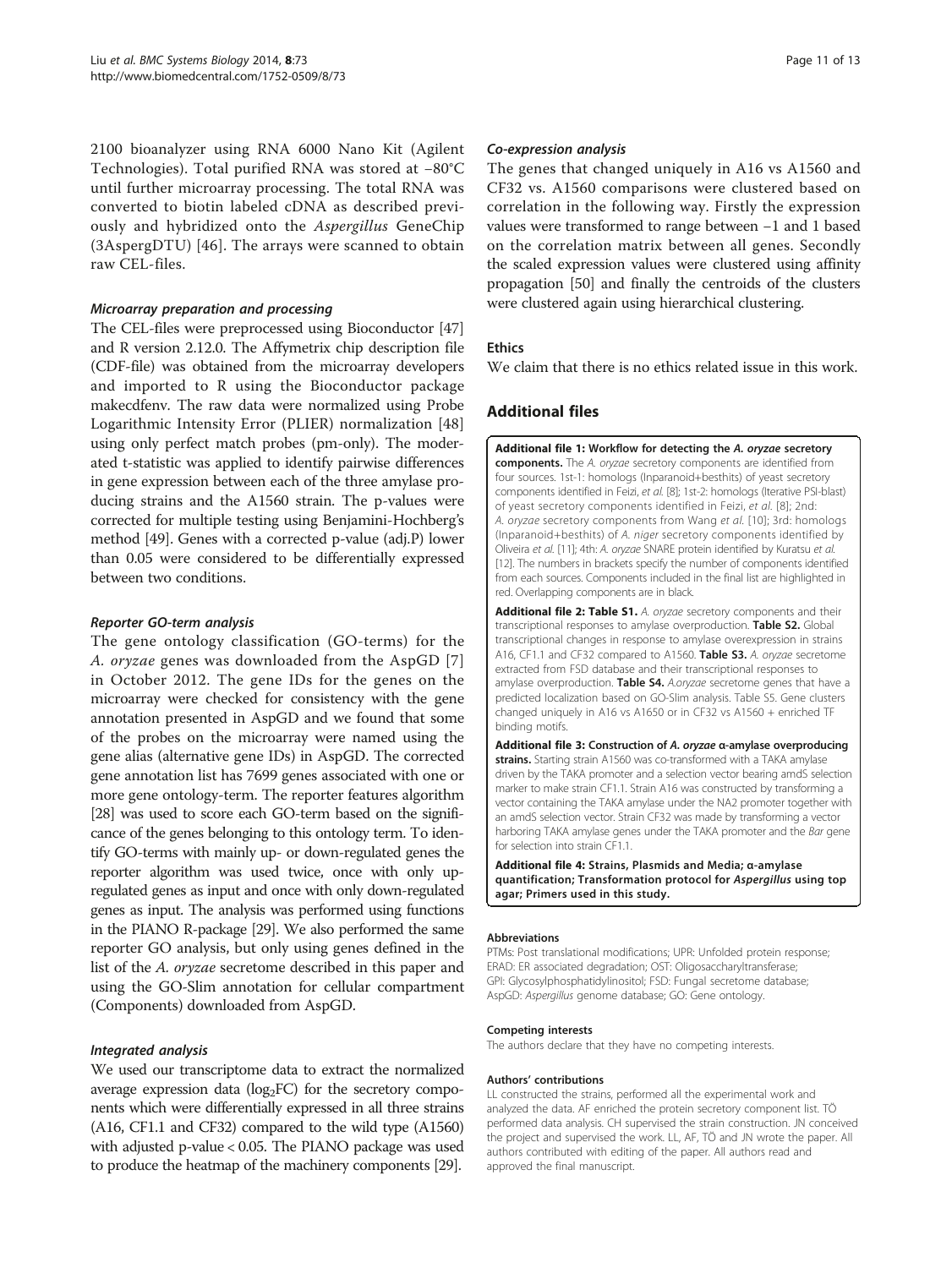2100 bioanalyzer using RNA 6000 Nano Kit (Agilent Technologies). Total purified RNA was stored at −80°C until further microarray processing. The total RNA was converted to biotin labeled cDNA as described previously and hybridized onto the *Aspergillus* GeneChip (3AspergDTU) [46]. The arrays were scanned to obtain raw CEL-files.

#### *Microarray preparation and processing*

The CEL-files were preprocessed using Bioconductor [47] and R version 2.12.0. The Affymetrix chip description file (CDF-file) was obtained from the microarray developers and imported to R using the Bioconductor package makecdfenv. The raw data were normalized using Probe Logarithmic Intensity Error (PLIER) normalization [48] using only perfect match probes (pm-only). The moderated t-statistic was applied to identify pairwise differences in gene expression between each of the three amylase producing strains and the A1560 strain. The p-values were corrected for multiple testing using Benjamini-Hochberg's method [49]. Genes with a corrected p-value (adj.P) lower than 0.05 were considered to be differentially expressed between two conditions.

#### *Reporter GO-term analysis*

The gene ontology classification (GO-terms) for the *A. oryzae* genes was downloaded from the AspGD [7] in October 2012. The gene IDs for the genes on the microarray were checked for consistency with the gene annotation presented in AspGD and we found that some of the probes on the microarray were named using the gene alias (alternative gene IDs) in AspGD. The corrected gene annotation list has 7699 genes associated with one or more gene ontology-term. The reporter features algorithm [28] was used to score each GO-term based on the significance of the genes belonging to this ontology term. To identify GO-terms with mainly up- or down-regulated genes the reporter algorithm was used twice, once with only up-regulated genes as input and once with only down-regulated genes as input. The analysis was performed using functions in the PIANO R-package [29]. We also performed the same reporter GO analysis, but only using genes defined in the list of the *A. oryzae* secretome described in this paper and using the GO-Slim annotation for cellular compartment (Components) downloaded from AspGD.

#### *Integrated analysis*

We used our transcriptome data to extract the normalized average expression data ($\log_2$FC) for the secretory components which were differentially expressed in all three strains (A16, CF1.1 and CF32) compared to the wild type (A1560) with adjusted p-value < 0.05. The PIANO package was used to produce the heatmap of the machinery components [29].

#### *Co-expression analysis*

The genes that changed uniquely in A16 vs A1560 and CF32 vs. A1560 comparisons were clustered based on correlation in the following way. Firstly the expression values were transformed to range between −1 and 1 based on the correlation matrix between all genes. Secondly the scaled expression values were clustered using affinity propagation [50] and finally the centroids of the clusters were clustered again using hierarchical clustering.

### Ethics

We claim that there is no ethics related issue in this work.

## Additional files

**Additional file 1: Workflow for detecting the *A. oryzae* secretory components.** The *A. oryzae* secretory components are identified from four sources. 1st-1: homologs (Inparanoid+besthits) of yeast secretory components identified in Feizi, *et al.* [8]; 1st-2: homologs (Iterative PSI-blast) of yeast secretory components identified in Feizi, *et al.* [8]; 2nd: *A. oryzae* secretory components from Wang *et al.* [10]; 3rd: homologs (Inparanoid+besthits) of *A. niger* secretory components identified by Oliveira *et al.* [11]; 4th: *A. oryzae* SNARE protein identified by Kuratsu *et al.* [12]. The numbers in brackets specify the number of components identified from each sources. Components included in the final list are highlighted in red. Overlapping components are in black.

**Additional file 2: Table S1.** *A. oryzae* secretory components and their transcriptional responses to amylase overproduction. **Table S2.** Global transcriptional changes in response to amylase overexpression in strains A16, CF1.1 and CF32 compared to A1560. **Table S3.** *A. oryzae* secretome extracted from FSD database and their transcriptional responses to amylase overproduction. **Table S4.** *A.oryzae* secretome genes that have a predicted localization based on GO-Slim analysis. Table S5. Gene clusters changed uniquely in A16 vs A1650 or in CF32 vs A1560 + enriched TF binding motifs.

**Additional file 3: Construction of *A. oryzae* α-amylase overproducing strains.** Starting strain A1560 was co-transformed with a TAKA amylase driven by the TAKA promoter and a selection vector bearing amdS selection marker to make strain CF1.1. Strain A16 was constructed by transforming a vector containing the TAKA amylase under the NA2 promoter together with an amdS selection vector. Strain CF32 was made by transforming a vector harboring TAKA amylase genes under the TAKA promoter and the *Bar* gene for selection into strain CF1.1.

**Additional file 4: Strains, Plasmids and Media; α-amylase quantification; Transformation protocol for *Aspergillus* using top agar; Primers used in this study.**

#### Abbreviations

PTMs: Post translational modifications; UPR: Unfolded protein response; ERAD: ER associated degradation; OST: Oligosaccharyltransferase; GPI: Glycosylphosphatidylinositol; FSD: Fungal secretome database; AspGD: *Aspergillus* genome database; GO: Gene ontology.

#### Competing interests

The authors declare that they have no competing interests.

#### Authors' contributions

LL constructed the strains, performed all the experimental work and analyzed the data. AF enriched the protein secretory component list. TÖ performed data analysis. CH supervised the strain construction. JN conceived the project and supervised the work. LL, AF, TÖ and JN wrote the paper. All authors contributed with editing of the paper. All authors read and approved the final manuscript.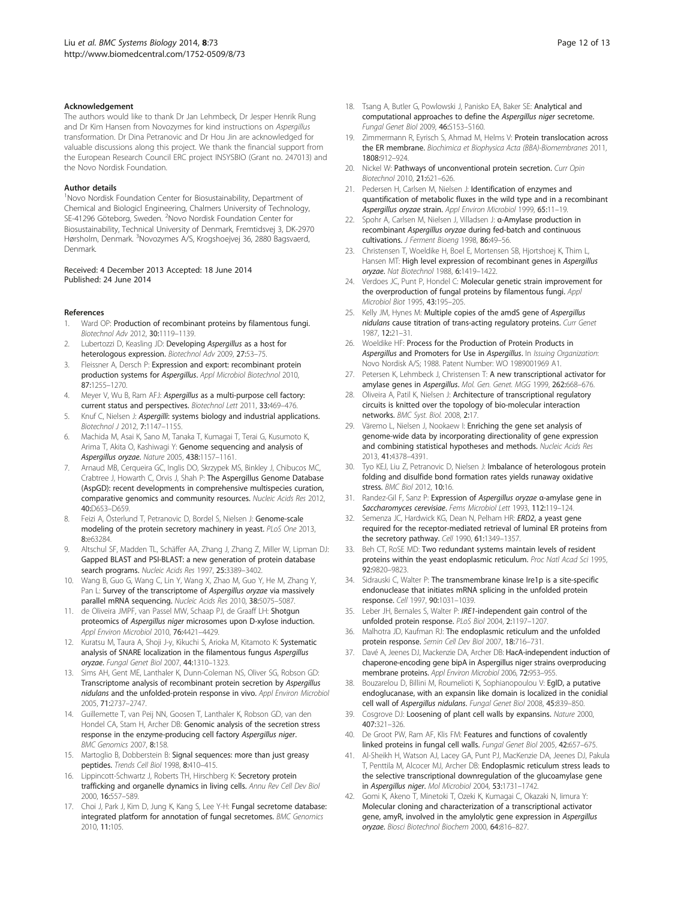#### Acknowledgement

The authors would like to thank Dr Jan Lehmbeck, Dr Jesper Henrik Rung and Dr Kim Hansen from Novozymes for kind instructions on *Aspergillus* transformation. Dr Dina Petranovic and Dr Hou Jin are acknowledged for valuable discussions along this project. We thank the financial support from the European Research Council ERC project INSYSBIO (Grant no. 247013) and the Novo Nordisk Foundation.

#### Author details

[1]Novo Nordisk Foundation Center for Biosustainability, Department of Chemical and Biologicl Engineering, Chalmers University of Technology, SE-41296 Göteborg, Sweden. [2]Novo Nordisk Foundation Center for Biosustainability, Technical University of Denmark, Fremtidsvej 3, DK-2970 Hørsholm, Denmark. [3]Novozymes A/S, Krogshoejvej 36, 2880 Bagsvaerd, Denmark.

Received: 4 December 2013 Accepted: 18 June 2014
Published: 24 June 2014

#### References

1. Ward OP: **Production of recombinant proteins by filamentous fungi.** *Biotechnol Adv* 2012, **30:**1119–1139.
2. Lubertozzi D, Keasling JD: **Developing *Aspergillus* as a host for heterologous expression.** *Biotechnol Adv* 2009, **27:**53–75.
3. Fleissner A, Dersch P: **Expression and export: recombinant protein production systems for *Aspergillus*.** *Appl Microbiol Biotechnol* 2010, **87:**1255–1270.
4. Meyer V, Wu B, Ram AFJ: ***Aspergillus* as a multi-purpose cell factory: current status and perspectives.** *Biotechnol Lett* 2011, **33:**469–476.
5. Knuf C, Nielsen J: ***Aspergilli*: systems biology and industrial applications.** *Biotechnol J* 2012, **7:**1147–1155.
6. Machida M, Asai K, Sano M, Tanaka T, Kumagai T, Terai G, Kusumoto K, Arima T, Akita O, Kashiwagi Y: **Genome sequencing and analysis of *Aspergillus oryzae*.** *Nature* 2005, **438:**1157–1161.
7. Arnaud MB, Cerqueira GC, Inglis DO, Skrzypek MS, Binkley J, Chibucos MC, Crabtree J, Howarth C, Orvis J, Shah P: **The Aspergillus Genome Database (AspGD): recent developments in comprehensive multispecies curation, comparative genomics and community resources.** *Nucleic Acids Res* 2012, **40:**D653–D659.
8. Feizi A, Österlund T, Petranovic D, Bordel S, Nielsen J: **Genome-scale modeling of the protein secretory machinery in yeast.** *PLoS One* 2013, **8:**e63284.
9. Altschul SF, Madden TL, Schäffer AA, Zhang J, Zhang Z, Miller W, Lipman DJ: **Gapped BLAST and PSI-BLAST: a new generation of protein database search programs.** *Nucleic Acids Res* 1997, **25:**3389–3402.
10. Wang B, Guo G, Wang C, Lin Y, Wang X, Zhao M, Guo Y, He M, Zhang Y, Pan L: **Survey of the transcriptome of *Aspergillus oryzae* via massively parallel mRNA sequencing.** *Nucleic Acids Res* 2010, **38:**5075–5087.
11. de Oliveira JMPF, van Passel MW, Schaap PJ, de Graaff LH: **Shotgun proteomics of *Aspergillus niger* microsomes upon D-xylose induction.** *Appl Environ Microbiol* 2010, **76:**4421–4429.
12. Kuratsu M, Taura A, Shoji J-y, Kikuchi S, Arioka M, Kitamoto K: **Systematic analysis of SNARE localization in the filamentous fungus *Aspergillus oryzae*.** *Fungal Genet Biol* 2007, **44:**1310–1323.
13. Sims AH, Gent ME, Lanthaler K, Dunn-Coleman NS, Oliver SG, Robson GD: **Transcriptome analysis of recombinant protein secretion by *Aspergillus nidulans* and the unfolded-protein response in vivo.** *Appl Environ Microbiol* 2005, **71:**2737–2747.
14. Guillemette T, van Peij NN, Goosen T, Lanthaler K, Robson GD, van den Hondel CA, Stam H, Archer DB: **Genomic analysis of the secretion stress response in the enzyme-producing cell factory *Aspergillus niger*.** *BMC Genomics* 2007, **8:**158.
15. Martoglio B, Dobberstein B: **Signal sequences: more than just greasy peptides.** *Trends Cell Biol* 1998, **8:**410–415.
16. Lippincott-Schwartz J, Roberts TH, Hirschberg K: **Secretory protein trafficking and organelle dynamics in living cells.** *Annu Rev Cell Dev Biol* 2000, **16:**557–589.
17. Choi J, Park J, Kim D, Jung K, Kang S, Lee Y-H: **Fungal secretome database: integrated platform for annotation of fungal secretomes.** *BMC Genomics* 2010, **11:**105.
18. Tsang A, Butler G, Powlowski J, Panisko EA, Baker SE: **Analytical and computational approaches to define the *Aspergillus niger* secretome.** *Fungal Genet Biol* 2009, **46:**S153–S160.
19. Zimmermann R, Eyrisch S, Ahmad M, Helms V: **Protein translocation across the ER membrane.** *Biochimica et Biophysica Acta (BBA)-Biomembranes* 2011, **1808:**912–924.
20. Nickel W: **Pathways of unconventional protein secretion.** *Curr Opin Biotechnol* 2010, **21:**621–626.
21. Pedersen H, Carlsen M, Nielsen J: **Identification of enzymes and quantification of metabolic fluxes in the wild type and in a recombinant *Aspergillus oryzae* strain.** *Appl Environ Microbiol* 1999, **65:**11–19.
22. Spohr A, Carlsen M, Nielsen J, Villadsen J: **α-Amylase production in recombinant *Aspergillus oryzae* during fed-batch and continuous cultivations.** *J Ferment Bioeng* 1998, **86:**49–56.
23. Christensen T, Woeldike H, Boel E, Mortensen SB, Hjortshoej K, Thim L, Hansen MT: **High level expression of recombinant genes in *Aspergillus oryzae*.** *Nat Biotechnol* 1988, **6:**1419–1422.
24. Verdoes JC, Punt P, Hondel C: **Molecular genetic strain improvement for the overproduction of fungal proteins by filamentous fungi.** *Appl Microbiol Biot* 1995, **43:**195–205.
25. Kelly JM, Hynes M: **Multiple copies of the amdS gene of *Aspergillus nidulans* cause titration of trans-acting regulatory proteins.** *Curr Genet* 1987, **12:**21–31.
26. Woeldike HF: **Process for the Production of Protein Products in *Aspergillus* and Promoters for Use in *Aspergillus*.** In *Issuing Organization*: Novo Nordisk A/S; 1988. Patent Number: WO 1989001969 A1.
27. Petersen K, Lehmbeck J, Christensen T: **A new transcriptional activator for amylase genes in *Aspergillus*.** *Mol. Gen. Genet. MGG* 1999, **262:**668–676.
28. Oliveira A, Patil K, Nielsen J: **Architecture of transcriptional regulatory circuits is knitted over the topology of bio-molecular interaction networks.** *BMC Syst. Biol.* 2008, **2:**17.
29. Väremo L, Nielsen J, Nookaew I: **Enriching the gene set analysis of genome-wide data by incorporating directionality of gene expression and combining statistical hypotheses and methods.** *Nucleic Acids Res* 2013, **41:**4378–4391.
30. Tyo KEJ, Liu Z, Petranovic D, Nielsen J: **Imbalance of heterologous protein folding and disulfide bond formation rates yields runaway oxidative stress.** *BMC Biol* 2012, **10:**16.
31. Randez-Gil F, Sanz P: **Expression of *Aspergillus oryzae* α-amylase gene in *Saccharomyces cerevisiae*.** *Fems Microbiol Lett* 1993, **112:**119–124.
32. Semenza JC, Hardwick KG, Dean N, Pelham HR: ***ERD2*, a yeast gene required for the receptor-mediated retrieval of luminal ER proteins from the secretory pathway.** *Cell* 1990, **61:**1349–1357.
33. Beh CT, RoSE MD: **Two redundant systems maintain levels of resident proteins within the yeast endoplasmic reticulum.** *Proc Natl Acad Sci* 1995, **92:**9820–9823.
34. Sidrauski C, Walter P: **The transmembrane kinase Ire1p is a site-specific endonuclease that initiates mRNA splicing in the unfolded protein response.** *Cell* 1997, **90:**1031–1039.
35. Leber JH, Bernales S, Walter P: ***IRE1*-independent gain control of the unfolded protein response.** *PLoS Biol* 2004, **2:**1197–1207.
36. Malhotra JD, Kaufman RJ: **The endoplasmic reticulum and the unfolded protein response.** *Semin Cell Dev Biol* 2007, **18:**716–731.
37. Davé A, Jeenes DJ, Mackenzie DA, Archer DB: **HacA-independent induction of chaperone-encoding gene bipA in Aspergillus niger strains overproducing membrane proteins.** *Appl Environ Microbiol* 2006, **72:**953–955.
38. Bouzarelou D, Billini M, Roumelioti K, Sophianopoulou V: **EglD, a putative endoglucanase, with an expansin like domain is localized in the conidial cell wall of *Aspergillus nidulans*.** *Fungal Genet Biol* 2008, **45:**839–850.
39. Cosgrove DJ: **Loosening of plant cell walls by expansins.** *Nature* 2000, **407:**321–326.
40. De Groot PW, Ram AF, Klis FM: **Features and functions of covalently linked proteins in fungal cell walls.** *Fungal Genet Biol* 2005, **42:**657–675.
41. Al-Sheikh H, Watson AJ, Lacey GA, Punt PJ, MacKenzie DA, Jeenes DJ, Pakula T, Penttila M, Alcocer MJ, Archer DB: **Endoplasmic reticulum stress leads to the selective transcriptional downregulation of the glucoamylase gene in *Aspergillus niger*.** *Mol Microbiol* 2004, **53:**1731–1742.
42. Gomi K, Akeno T, Minetoki T, Ozeki K, Kumagai C, Okazaki N, Iimura Y: **Molecular cloning and characterization of a transcriptional activator gene, amyR, involved in the amylolytic gene expression in *Aspergillus oryzae*.** *Biosci Biotechnol Biochem* 2000, **64:**816–827.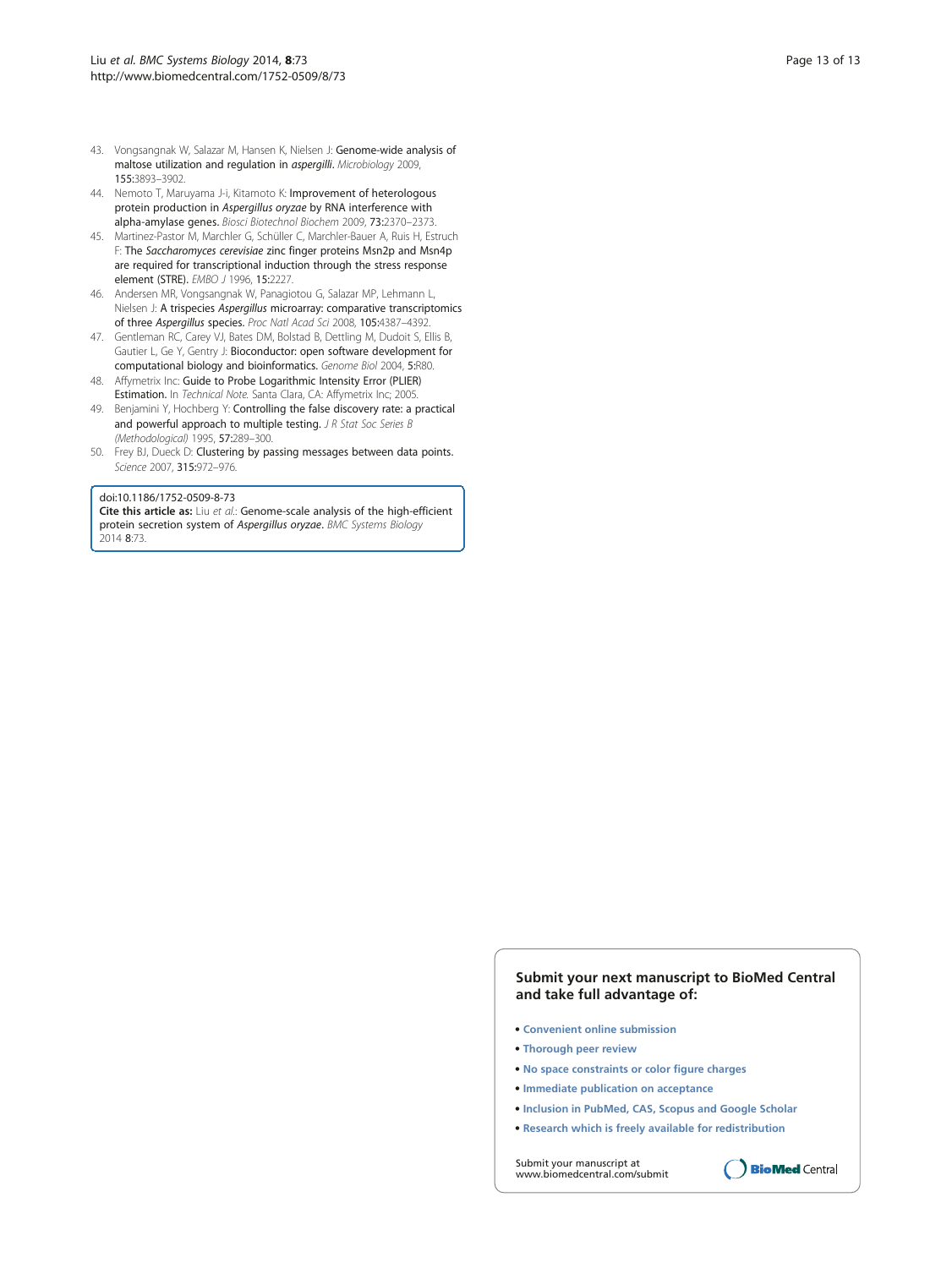43. Vongsangnak W, Salazar M, Hansen K, Nielsen J: **Genome-wide analysis of maltose utilization and regulation in *aspergilli*.** *Microbiology* 2009, **155:**3893–3902.
44. Nemoto T, Maruyama J-i, Kitamoto K: **Improvement of heterologous protein production in *Aspergillus oryzae* by RNA interference with alpha-amylase genes.** *Biosci Biotechnol Biochem* 2009, **73:**2370–2373.
45. Martinez-Pastor M, Marchler G, Schüller C, Marchler-Bauer A, Ruis H, Estruch F: **The *Saccharomyces cerevisiae* zinc finger proteins Msn2p and Msn4p are required for transcriptional induction through the stress response element (STRE).** *EMBO J* 1996, **15:**2227.
46. Andersen MR, Vongsangnak W, Panagiotou G, Salazar MP, Lehmann L, Nielsen J: **A trispecies *Aspergillus* microarray: comparative transcriptomics of three *Aspergillus* species.** *Proc Natl Acad Sci* 2008, **105:**4387–4392.
47. Gentleman RC, Carey VJ, Bates DM, Bolstad B, Dettling M, Dudoit S, Ellis B, Gautier L, Ge Y, Gentry J: **Bioconductor: open software development for computational biology and bioinformatics.** *Genome Biol* 2004, **5:**R80.
48. Affymetrix Inc: **Guide to Probe Logarithmic Intensity Error (PLIER) Estimation.** In *Technical Note.* Santa Clara, CA: Affymetrix Inc; 2005.
49. Benjamini Y, Hochberg Y: **Controlling the false discovery rate: a practical and powerful approach to multiple testing.** *J R Stat Soc Series B (Methodological)* 1995, **57:**289–300.
50. Frey BJ, Dueck D: **Clustering by passing messages between data points.** *Science* 2007, **315:**972–976.

doi:10.1186/1752-0509-8-73
**Cite this article as:** Liu *et al.*: Genome-scale analysis of the high-efficient protein secretion system of *Aspergillus oryzae*. *BMC Systems Biology* 2014 **8**:73.

**Submit your next manuscript to BioMed Central and take full advantage of:**

- **Convenient online submission**
- **Thorough peer review**
- **No space constraints or color figure charges**
- **Immediate publication on acceptance**
- **Inclusion in PubMed, CAS, Scopus and Google Scholar**
- **Research which is freely available for redistribution**

Submit your manuscript at
www.biomedcentral.com/submit

BioMed Central